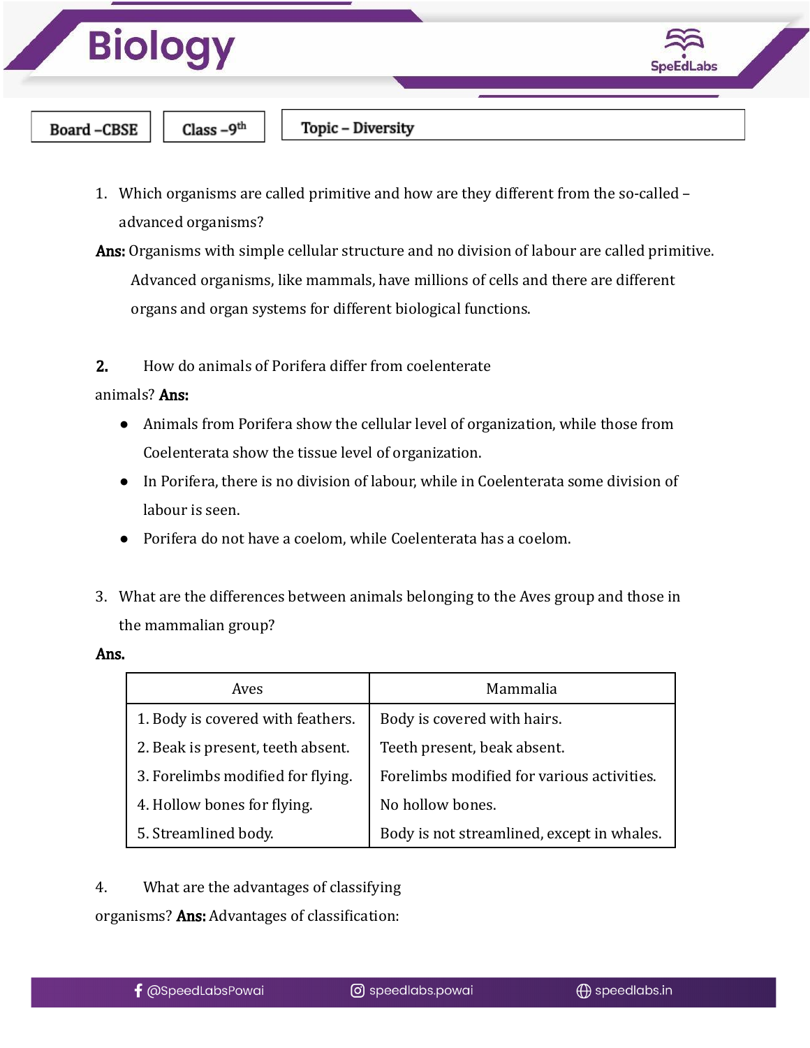# Biology

| Board –CBSE | Class –9th | Topic – Diversity |
| --- | --- | --- |

1. Which organisms are called primitive and how are they different from the so-called – advanced organisms?

**Ans:** Organisms with simple cellular structure and no division of labour are called primitive. Advanced organisms, like mammals, have millions of cells and there are different organs and organ systems for different biological functions.

**2.** How do animals of Porifera differ from coelenterate animals? **Ans:**

- Animals from Porifera show the cellular level of organization, while those from Coelenterata show the tissue level of organization.
- In Porifera, there is no division of labour, while in Coelenterata some division of labour is seen.
- Porifera do not have a coelom, while Coelenterata has a coelom.

3. What are the differences between animals belonging to the Aves group and those in the mammalian group?

**Ans.**

| Aves | Mammalia |
| --- | --- |
| 1. Body is covered with feathers. | Body is covered with hairs. |
| 2. Beak is present, teeth absent. | Teeth present, beak absent. |
| 3. Forelimbs modified for flying. | Forelimbs modified for various activities. |
| 4. Hollow bones for flying. | No hollow bones. |
| 5. Streamlined body. | Body is not streamlined, except in whales. |

4. What are the advantages of classifying organisms? **Ans:** Advantages of classification: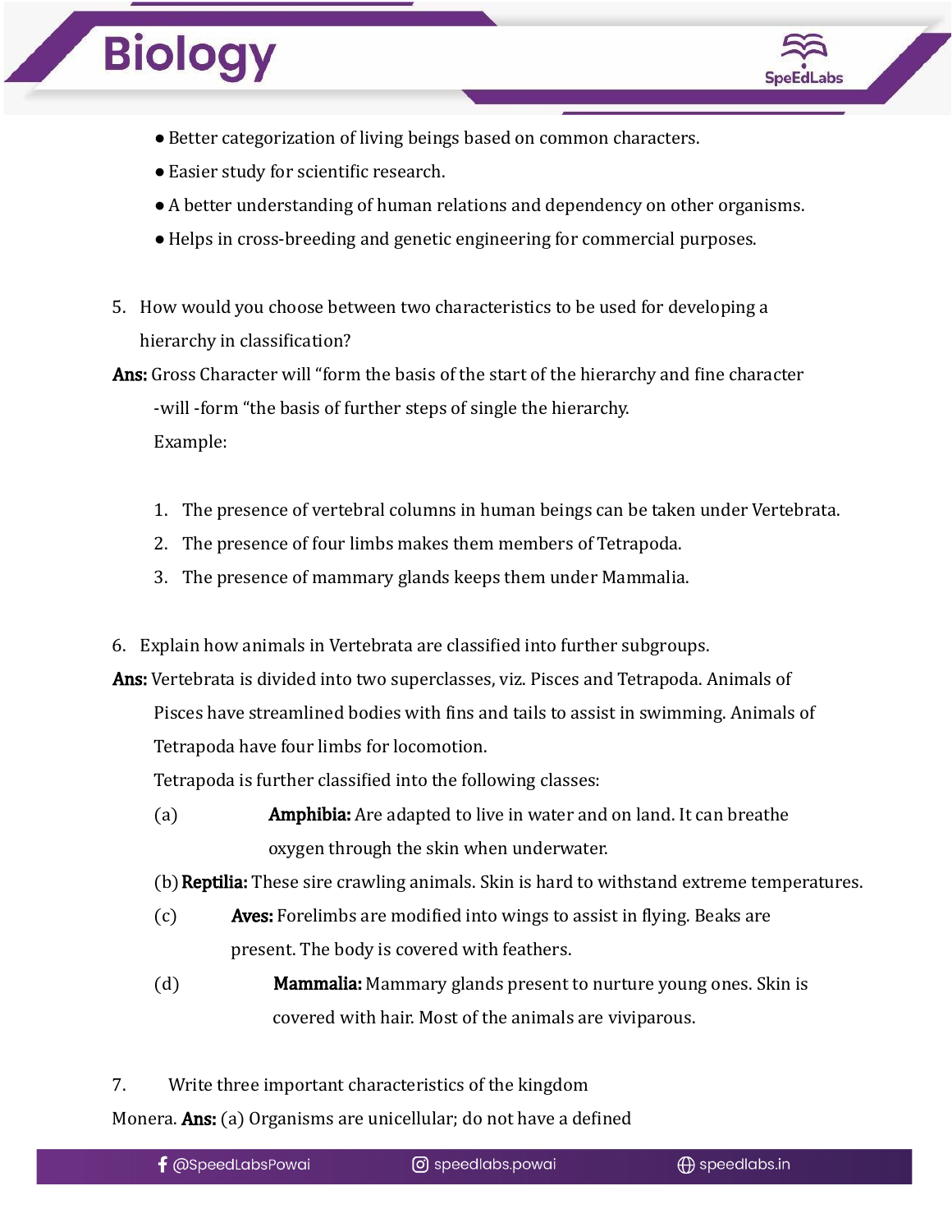- Better categorization of living beings based on common characters.
- Easier study for scientific research.
- A better understanding of human relations and dependency on other organisms.
- Helps in cross-breeding and genetic engineering for commercial purposes.

5. How would you choose between two characteristics to be used for developing a hierarchy in classification?

**Ans:** Gross Character will "form the basis of the start of the hierarchy and fine character -will -form "the basis of further steps of single the hierarchy.

Example:

1. The presence of vertebral columns in human beings can be taken under Vertebrata.
2. The presence of four limbs makes them members of Tetrapoda.
3. The presence of mammary glands keeps them under Mammalia.

6. Explain how animals in Vertebrata are classified into further subgroups.

**Ans:** Vertebrata is divided into two superclasses, viz. Pisces and Tetrapoda. Animals of Pisces have streamlined bodies with fins and tails to assist in swimming. Animals of Tetrapoda have four limbs for locomotion.

Tetrapoda is further classified into the following classes:

(a) **Amphibia:** Are adapted to live in water and on land. It can breathe oxygen through the skin when underwater.

(b) **Reptilia:** These sire crawling animals. Skin is hard to withstand extreme temperatures.

(c) **Aves:** Forelimbs are modified into wings to assist in flying. Beaks are present. The body is covered with feathers.

(d) **Mammalia:** Mammary glands present to nurture young ones. Skin is covered with hair. Most of the animals are viviparous.

7. Write three important characteristics of the kingdom Monera.

**Ans:** (a) Organisms are unicellular; do not have a defined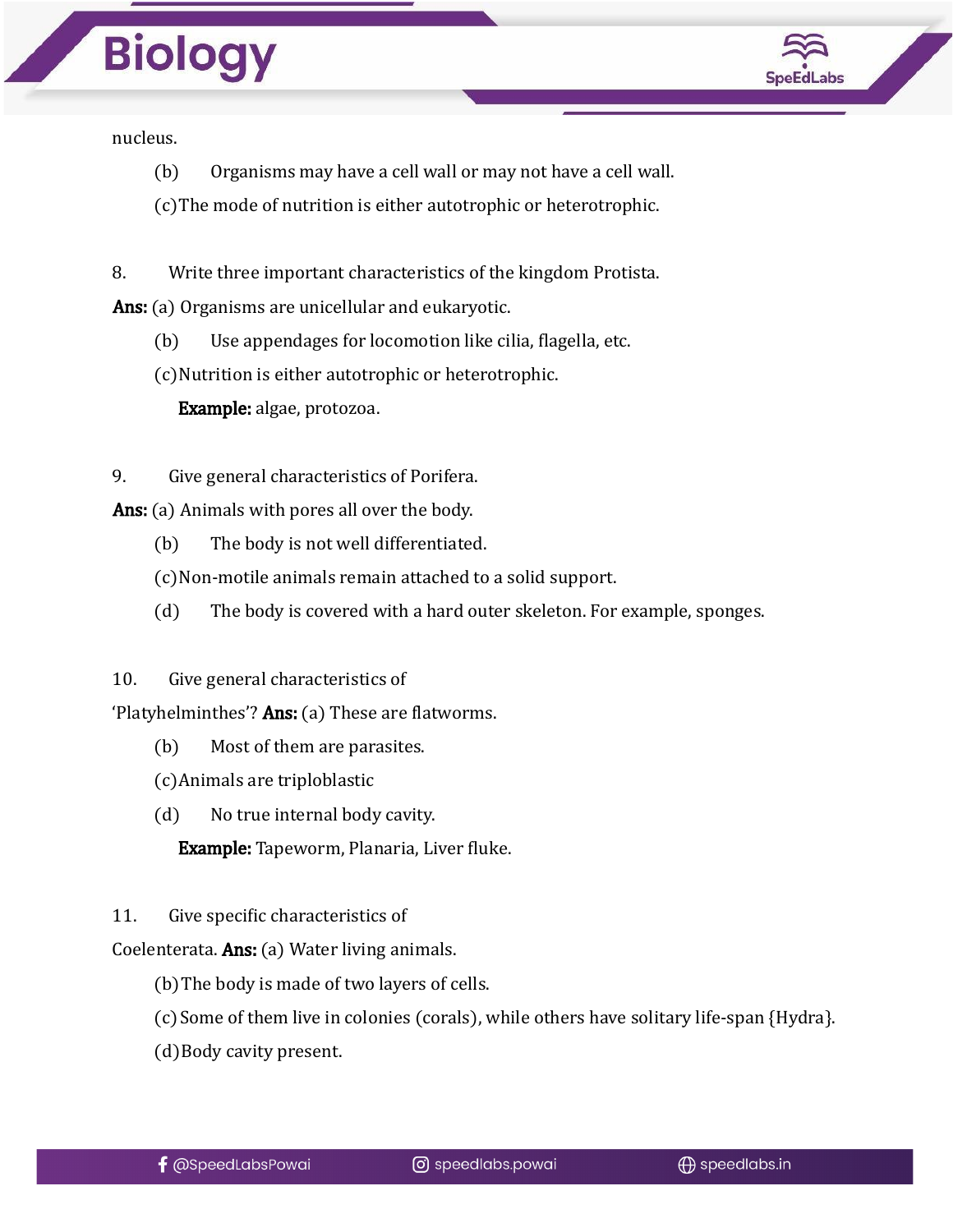nucleus.

(b) Organisms may have a cell wall or may not have a cell wall.

(c) The mode of nutrition is either autotrophic or heterotrophic.

8. Write three important characteristics of the kingdom Protista.

**Ans:** (a) Organisms are unicellular and eukaryotic.

(b) Use appendages for locomotion like cilia, flagella, etc.

(c) Nutrition is either autotrophic or heterotrophic.

**Example:** algae, protozoa.

9. Give general characteristics of Porifera.

**Ans:** (a) Animals with pores all over the body.

(b) The body is not well differentiated.

(c) Non-motile animals remain attached to a solid support.

(d) The body is covered with a hard outer skeleton. For example, sponges.

10. Give general characteristics of 'Platyhelminthes'? **Ans:** (a) These are flatworms.

(b) Most of them are parasites.

(c) Animals are triploblastic

(d) No true internal body cavity.

**Example:** Tapeworm, Planaria, Liver fluke.

11. Give specific characteristics of Coelenterata. **Ans:** (a) Water living animals.

(b) The body is made of two layers of cells.

(c) Some of them live in colonies (corals), while others have solitary life-span {Hydra}.

(d) Body cavity present.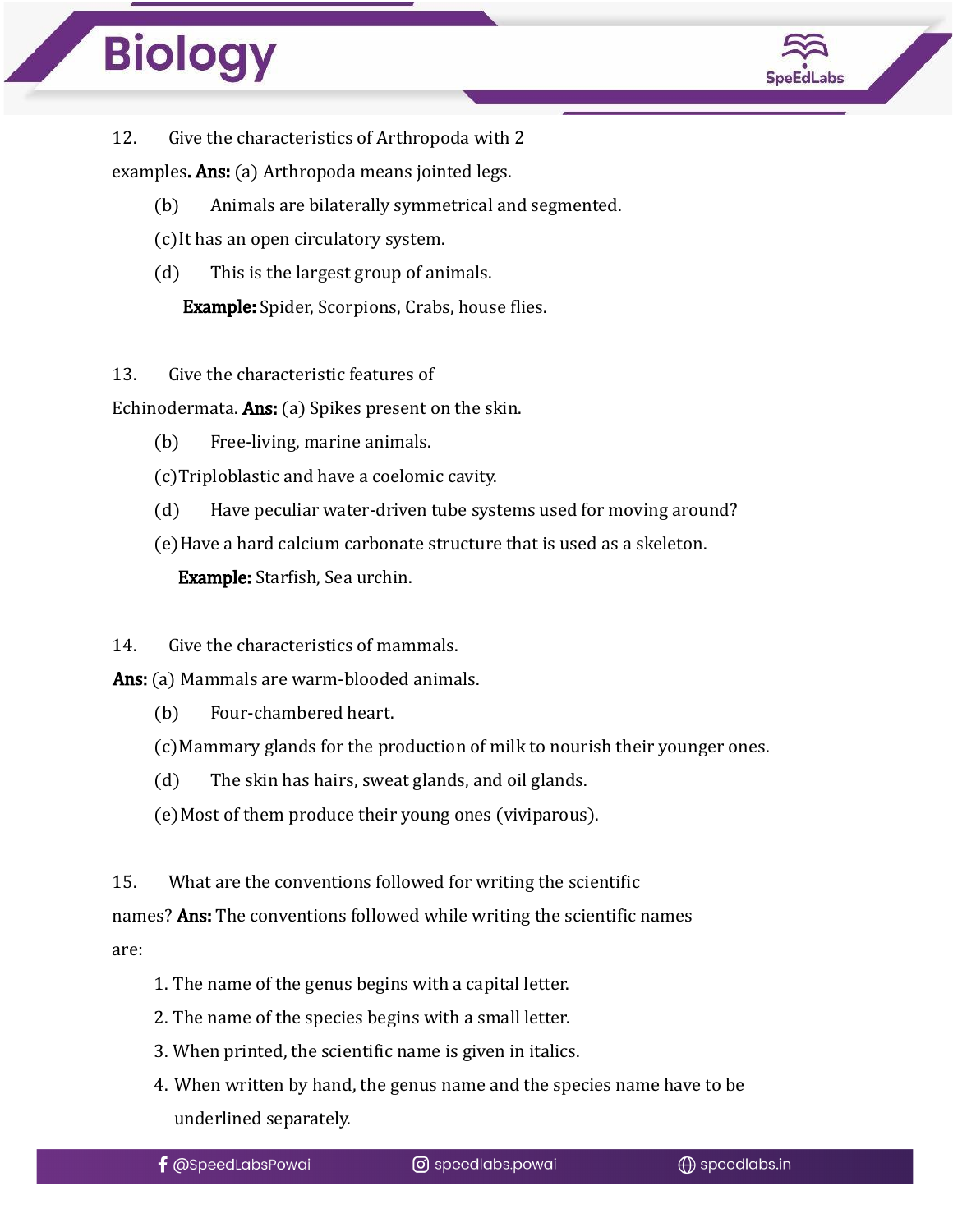12. Give the characteristics of Arthropoda with 2 examples. **Ans:** (a) Arthropoda means jointed legs.

(b) Animals are bilaterally symmetrical and segmented.

(c) It has an open circulatory system.

(d) This is the largest group of animals.

**Example:** Spider, Scorpions, Crabs, house flies.

13. Give the characteristic features of Echinodermata. **Ans:** (a) Spikes present on the skin.

(b) Free-living, marine animals.

(c) Triploblastic and have a coelomic cavity.

(d) Have peculiar water-driven tube systems used for moving around?

(e) Have a hard calcium carbonate structure that is used as a skeleton.

**Example:** Starfish, Sea urchin.

14. Give the characteristics of mammals.

**Ans:** (a) Mammals are warm-blooded animals.

(b) Four-chambered heart.

(c) Mammary glands for the production of milk to nourish their younger ones.

(d) The skin has hairs, sweat glands, and oil glands.

(e) Most of them produce their young ones (viviparous).

15. What are the conventions followed for writing the scientific names? **Ans:** The conventions followed while writing the scientific names are:

1. The name of the genus begins with a capital letter.
2. The name of the species begins with a small letter.
3. When printed, the scientific name is given in italics.
4. When written by hand, the genus name and the species name have to be underlined separately.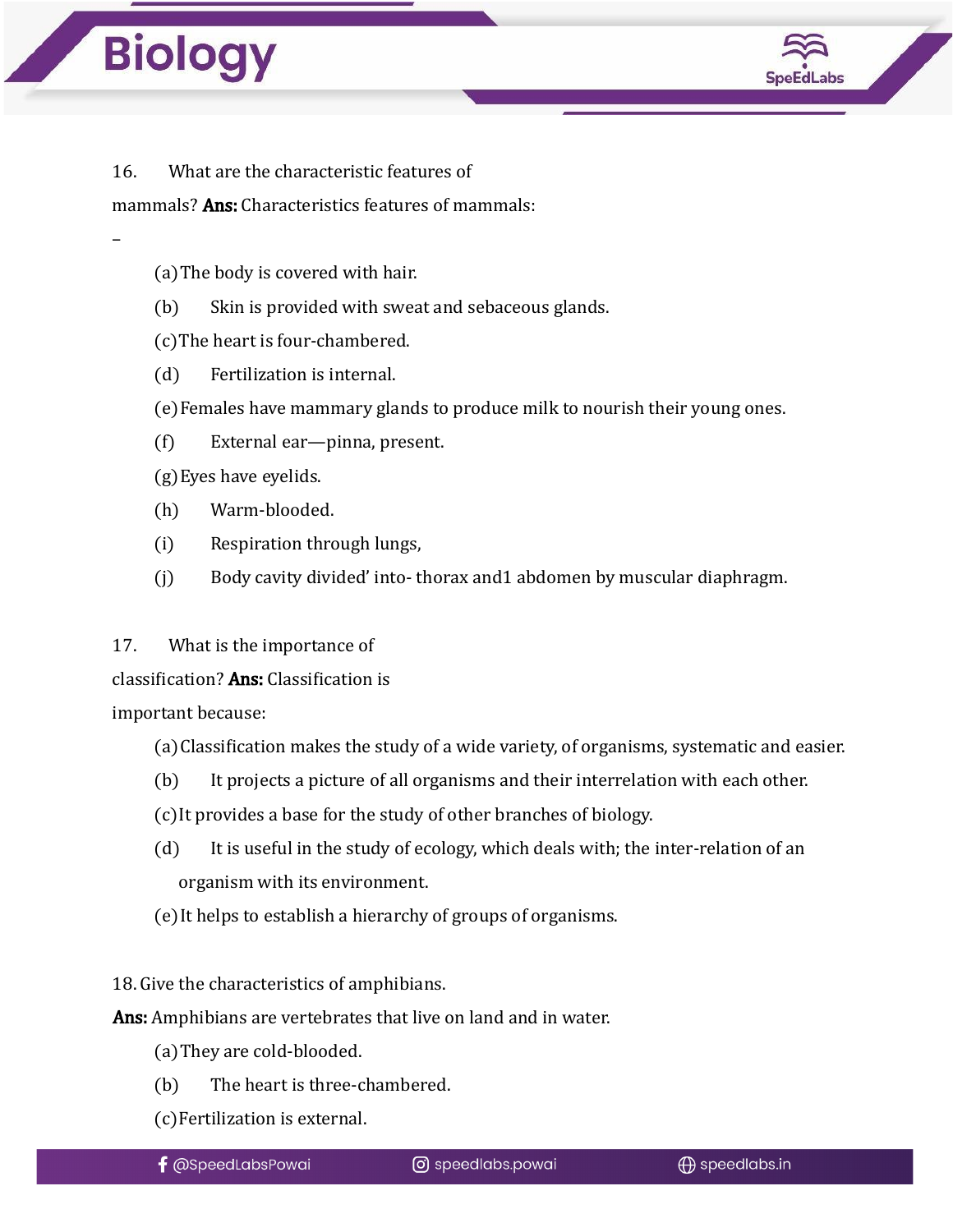16. What are the characteristic features of mammals? **Ans:** Characteristics features of mammals:

–

(a) The body is covered with hair.

(b) Skin is provided with sweat and sebaceous glands.

(c) The heart is four-chambered.

(d) Fertilization is internal.

(e) Females have mammary glands to produce milk to nourish their young ones.

(f) External ear—pinna, present.

(g) Eyes have eyelids.

(h) Warm-blooded.

(i) Respiration through lungs,

(j) Body cavity divided' into- thorax and1 abdomen by muscular diaphragm.

17. What is the importance of classification? **Ans:** Classification is important because:

(a) Classification makes the study of a wide variety, of organisms, systematic and easier.

(b) It projects a picture of all organisms and their interrelation with each other.

(c) It provides a base for the study of other branches of biology.

(d) It is useful in the study of ecology, which deals with; the inter-relation of an organism with its environment.

(e) It helps to establish a hierarchy of groups of organisms.

18. Give the characteristics of amphibians.

**Ans:** Amphibians are vertebrates that live on land and in water.

(a) They are cold-blooded.

(b) The heart is three-chambered.

(c) Fertilization is external.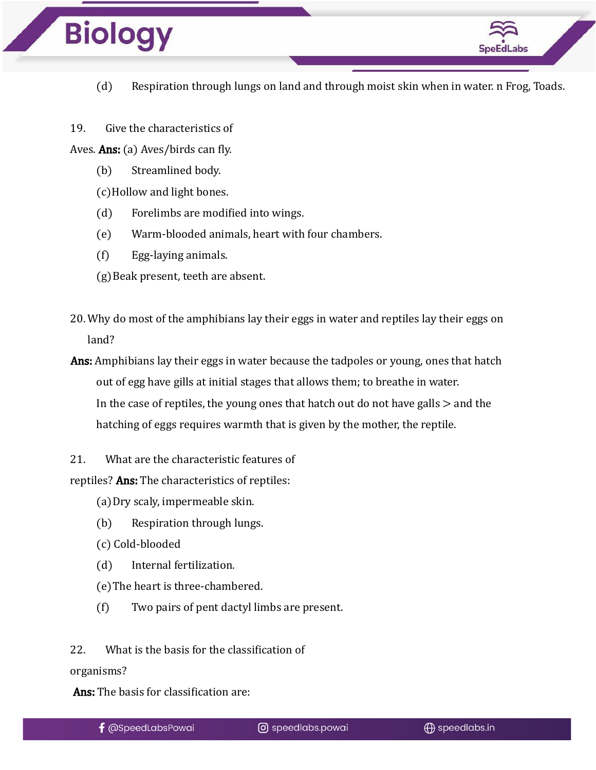(d) Respiration through lungs on land and through moist skin when in water. n Frog, Toads.

19. Give the characteristics of Aves. **Ans:** (a) Aves/birds can fly.

(b) Streamlined body.

(c) Hollow and light bones.

(d) Forelimbs are modified into wings.

(e) Warm-blooded animals, heart with four chambers.

(f) Egg-laying animals.

(g) Beak present, teeth are absent.

20. Why do most of the amphibians lay their eggs in water and reptiles lay their eggs on land?

**Ans:** Amphibians lay their eggs in water because the tadpoles or young, ones that hatch out of egg have gills at initial stages that allows them; to breathe in water.

In the case of reptiles, the young ones that hatch out do not have galls > and the hatching of eggs requires warmth that is given by the mother, the reptile.

21. What are the characteristic features of reptiles? **Ans:** The characteristics of reptiles:

(a) Dry scaly, impermeable skin.

(b) Respiration through lungs.

(c) Cold-blooded

(d) Internal fertilization.

(e) The heart is three-chambered.

(f) Two pairs of pent dactyl limbs are present.

22. What is the basis for the classification of organisms?

**Ans:** The basis for classification are: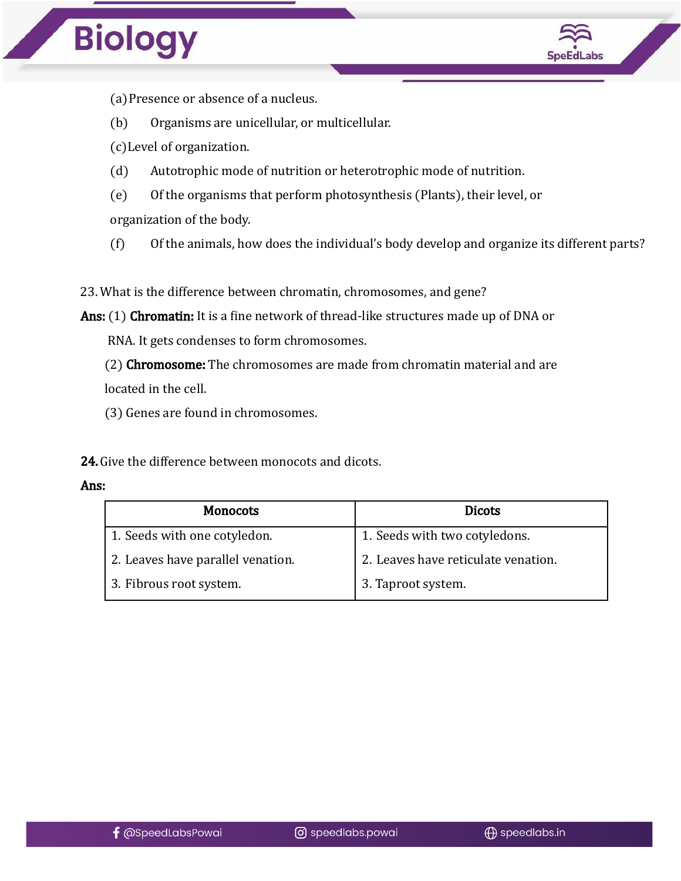(a) Presence or absence of a nucleus.

(b) Organisms are unicellular, or multicellular.

(c) Level of organization.

(d) Autotrophic mode of nutrition or heterotrophic mode of nutrition.

(e) Of the organisms that perform photosynthesis (Plants), their level, or organization of the body.

(f) Of the animals, how does the individual's body develop and organize its different parts?

23. What is the difference between chromatin, chromosomes, and gene?

**Ans:** (1) **Chromatin:** It is a fine network of thread-like structures made up of DNA or RNA. It gets condenses to form chromosomes.

(2) **Chromosome:** The chromosomes are made from chromatin material and are located in the cell.

(3) Genes are found in chromosomes.

**24.** Give the difference between monocots and dicots.

**Ans:**

| Monocots | Dicots |
|---|---|
| 1. Seeds with one cotyledon.<br>2. Leaves have parallel venation.<br>3. Fibrous root system. | 1. Seeds with two cotyledons.<br>2. Leaves have reticulate venation.<br>3. Taproot system. |